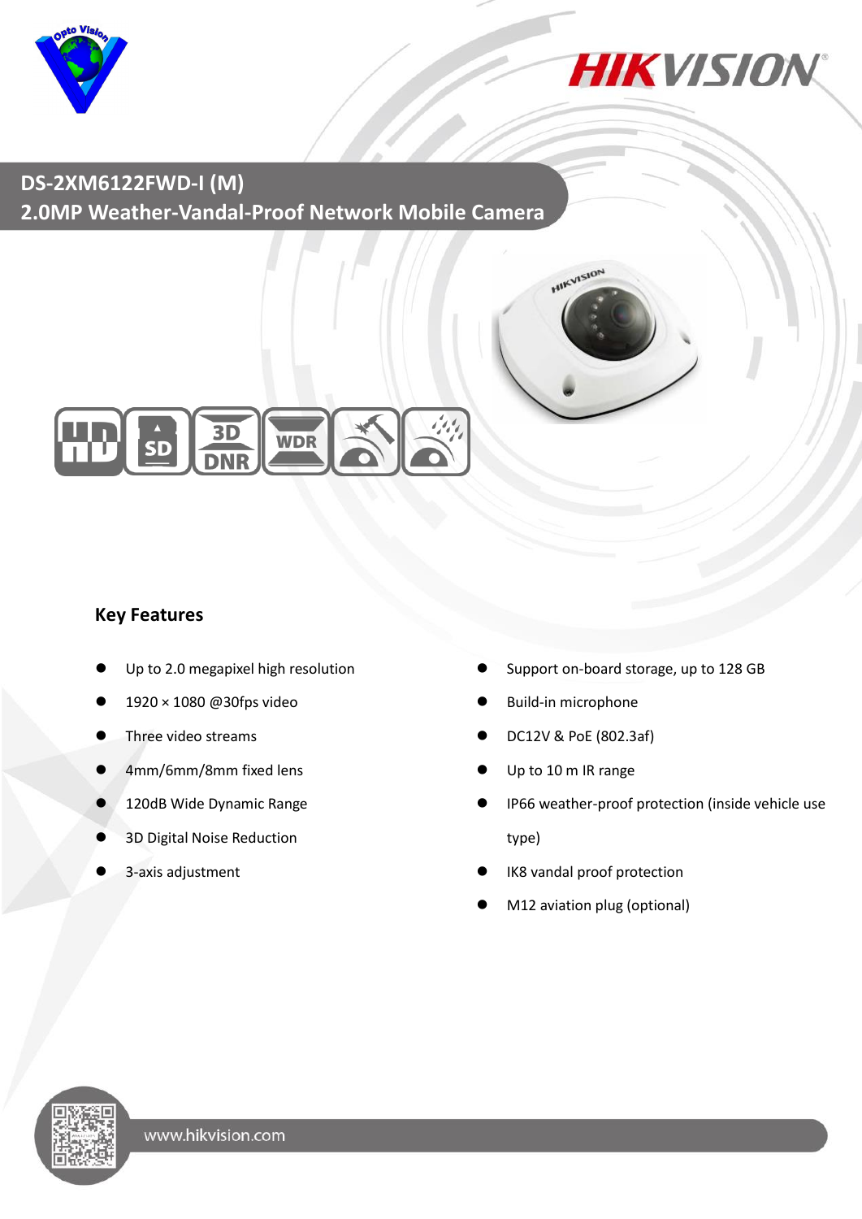# DS-2XM6122FWD-I (M)

## 2.0MP Weather-Vandal-Proof Network Mobile Camera

### Key Features

- Up to 2.0 megapixel high resolution
- 1920 × 1080 @30fps video
- Three video streams
- 4mm/6mm/8mm fixed lens
- 120dB Wide Dynamic Range
- 3D Digital Noise Reduction
- 3-axis adjustment
- Support on-board storage, up to 128 GB
- Build-in microphone
- DC12V & PoE (802.3af)
- Up to 10 m IR range
- IP66 weather-proof protection (inside vehicle use type)
- IK8 vandal proof protection
- M12 aviation plug (optional)

www.hikvision.com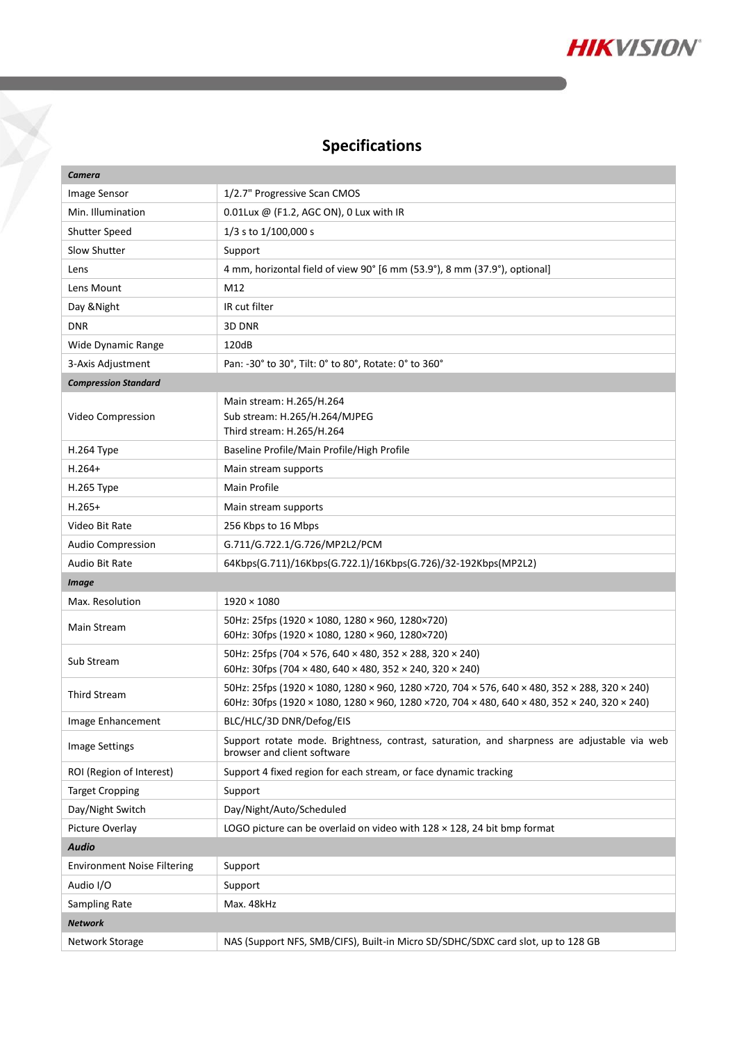# Specifications

| ***Camera*** | |
|---|---|
| Image Sensor | 1/2.7" Progressive Scan CMOS |
| Min. Illumination | 0.01Lux @ (F1.2, AGC ON), 0 Lux with IR |
| Shutter Speed | 1/3 s to 1/100,000 s |
| Slow Shutter | Support |
| Lens | 4 mm, horizontal field of view 90° [6 mm (53.9°), 8 mm (37.9°), optional] |
| Lens Mount | M12 |
| Day &Night | IR cut filter |
| DNR | 3D DNR |
| Wide Dynamic Range | 120dB |
| 3-Axis Adjustment | Pan: -30° to 30°, Tilt: 0° to 80°, Rotate: 0° to 360° |
| ***Compression Standard*** | |
| Video Compression | Main stream: H.265/H.264<br>Sub stream: H.265/H.264/MJPEG<br>Third stream: H.265/H.264 |
| H.264 Type | Baseline Profile/Main Profile/High Profile |
| H.264+ | Main stream supports |
| H.265 Type | Main Profile |
| H.265+ | Main stream supports |
| Video Bit Rate | 256 Kbps to 16 Mbps |
| Audio Compression | G.711/G.722.1/G.726/MP2L2/PCM |
| Audio Bit Rate | 64Kbps(G.711)/16Kbps(G.722.1)/16Kbps(G.726)/32-192Kbps(MP2L2) |
| ***Image*** | |
| Max. Resolution | 1920 × 1080 |
| Main Stream | 50Hz: 25fps (1920 × 1080, 1280 × 960, 1280×720)<br>60Hz: 30fps (1920 × 1080, 1280 × 960, 1280×720) |
| Sub Stream | 50Hz: 25fps (704 × 576, 640 × 480, 352 × 288, 320 × 240)<br>60Hz: 30fps (704 × 480, 640 × 480, 352 × 240, 320 × 240) |
| Third Stream | 50Hz: 25fps (1920 × 1080, 1280 × 960, 1280 ×720, 704 × 576, 640 × 480, 352 × 288, 320 × 240)<br>60Hz: 30fps (1920 × 1080, 1280 × 960, 1280 ×720, 704 × 480, 640 × 480, 352 × 240, 320 × 240) |
| Image Enhancement | BLC/HLC/3D DNR/Defog/EIS |
| Image Settings | Support rotate mode. Brightness, contrast, saturation, and sharpness are adjustable via web browser and client software |
| ROI (Region of Interest) | Support 4 fixed region for each stream, or face dynamic tracking |
| Target Cropping | Support |
| Day/Night Switch | Day/Night/Auto/Scheduled |
| Picture Overlay | LOGO picture can be overlaid on video with 128 × 128, 24 bit bmp format |
| ***Audio*** | |
| Environment Noise Filtering | Support |
| Audio I/O | Support |
| Sampling Rate | Max. 48kHz |
| ***Network*** | |
| Network Storage | NAS (Support NFS, SMB/CIFS), Built-in Micro SD/SDHC/SDXC card slot, up to 128 GB |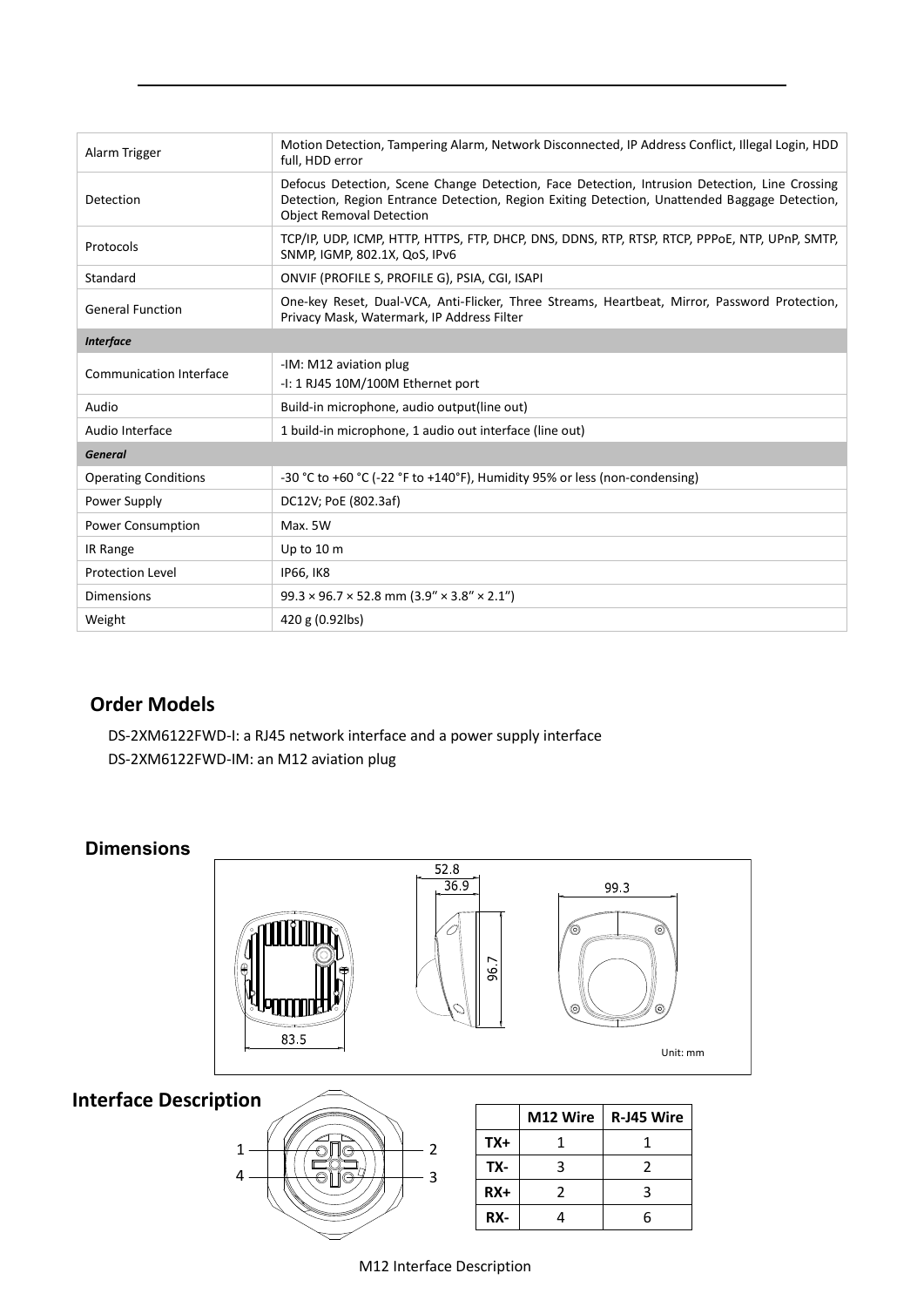| | |
|---|---|
| Alarm Trigger | Motion Detection, Tampering Alarm, Network Disconnected, IP Address Conflict, Illegal Login, HDD full, HDD error |
| Detection | Defocus Detection, Scene Change Detection, Face Detection, Intrusion Detection, Line Crossing Detection, Region Entrance Detection, Region Exiting Detection, Unattended Baggage Detection, Object Removal Detection |
| Protocols | TCP/IP, UDP, ICMP, HTTP, HTTPS, FTP, DHCP, DNS, DDNS, RTP, RTSP, RTCP, PPPoE, NTP, UPnP, SMTP, SNMP, IGMP, 802.1X, QoS, IPv6 |
| Standard | ONVIF (PROFILE S, PROFILE G), PSIA, CGI, ISAPI |
| General Function | One-key Reset, Dual-VCA, Anti-Flicker, Three Streams, Heartbeat, Mirror, Password Protection, Privacy Mask, Watermark, IP Address Filter |
| ***Interface*** | |
| Communication Interface | -IM: M12 aviation plug<br>-I: 1 RJ45 10M/100M Ethernet port |
| Audio | Build-in microphone, audio output(line out) |
| Audio Interface | 1 build-in microphone, 1 audio out interface (line out) |
| ***General*** | |
| Operating Conditions | -30 °C to +60 °C (-22 °F to +140°F), Humidity 95% or less (non-condensing) |
| Power Supply | DC12V; PoE (802.3af) |
| Power Consumption | Max. 5W |
| IR Range | Up to 10 m |
| Protection Level | IP66, IK8 |
| Dimensions | 99.3 × 96.7 × 52.8 mm (3.9″ × 3.8″ × 2.1″) |
| Weight | 420 g (0.92lbs) |

## Order Models

DS-2XM6122FWD-I: a RJ45 network interface and a power supply interface
DS-2XM6122FWD-IM: an M12 aviation plug

## Dimensions

52.8
36.9
99.3
96.7
83.5
Unit: mm

## Interface Description

1
2
4
3

| | M12 Wire | R-J45 Wire |
|---|---|---|
| **TX+** | 1 | 1 |
| **TX-** | 3 | 2 |
| **RX+** | 2 | 3 |
| **RX-** | 4 | 6 |

M12 Interface Description